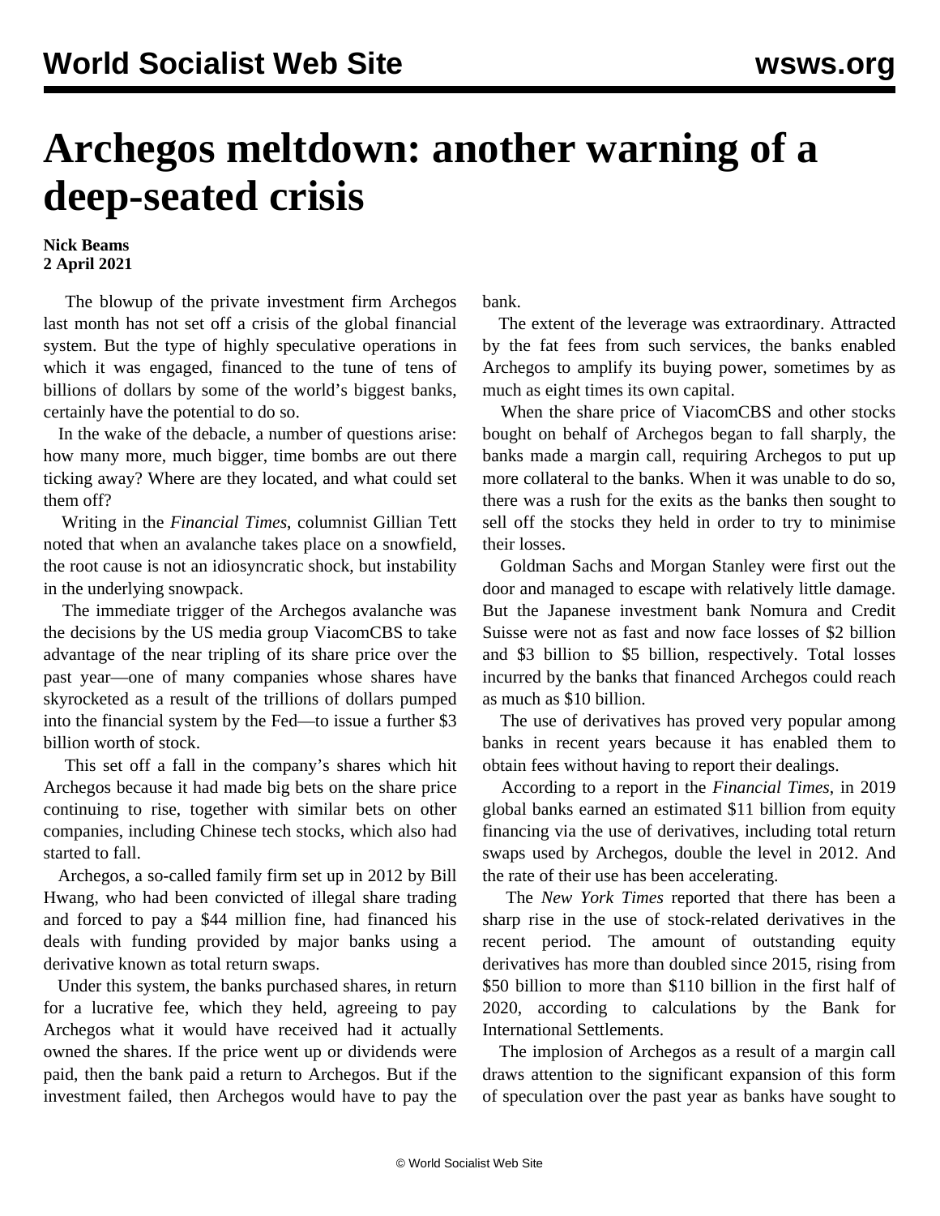# Archegos meltdown: another warning of a deep-seated crisis

**Nick Beams**
**2 April 2021**

The blowup of the private investment firm Archegos last month has not set off a crisis of the global financial system. But the type of highly speculative operations in which it was engaged, financed to the tune of tens of billions of dollars by some of the world's biggest banks, certainly have the potential to do so.

In the wake of the debacle, a number of questions arise: how many more, much bigger, time bombs are out there ticking away? Where are they located, and what could set them off?

Writing in the *Financial Times*, columnist Gillian Tett noted that when an avalanche takes place on a snowfield, the root cause is not an idiosyncratic shock, but instability in the underlying snowpack.

The immediate trigger of the Archegos avalanche was the decisions by the US media group ViacomCBS to take advantage of the near tripling of its share price over the past year—one of many companies whose shares have skyrocketed as a result of the trillions of dollars pumped into the financial system by the Fed—to issue a further $3 billion worth of stock.

This set off a fall in the company's shares which hit Archegos because it had made big bets on the share price continuing to rise, together with similar bets on other companies, including Chinese tech stocks, which also had started to fall.

Archegos, a so-called family firm set up in 2012 by Bill Hwang, who had been convicted of illegal share trading and forced to pay a $44 million fine, had financed his deals with funding provided by major banks using a derivative known as total return swaps.

Under this system, the banks purchased shares, in return for a lucrative fee, which they held, agreeing to pay Archegos what it would have received had it actually owned the shares. If the price went up or dividends were paid, then the bank paid a return to Archegos. But if the investment failed, then Archegos would have to pay the bank.

The extent of the leverage was extraordinary. Attracted by the fat fees from such services, the banks enabled Archegos to amplify its buying power, sometimes by as much as eight times its own capital.

When the share price of ViacomCBS and other stocks bought on behalf of Archegos began to fall sharply, the banks made a margin call, requiring Archegos to put up more collateral to the banks. When it was unable to do so, there was a rush for the exits as the banks then sought to sell off the stocks they held in order to try to minimise their losses.

Goldman Sachs and Morgan Stanley were first out the door and managed to escape with relatively little damage. But the Japanese investment bank Nomura and Credit Suisse were not as fast and now face losses of $2 billion and $3 billion to $5 billion, respectively. Total losses incurred by the banks that financed Archegos could reach as much as $10 billion.

The use of derivatives has proved very popular among banks in recent years because it has enabled them to obtain fees without having to report their dealings.

According to a report in the *Financial Times*, in 2019 global banks earned an estimated $11 billion from equity financing via the use of derivatives, including total return swaps used by Archegos, double the level in 2012. And the rate of their use has been accelerating.

The *New York Times* reported that there has been a sharp rise in the use of stock-related derivatives in the recent period. The amount of outstanding equity derivatives has more than doubled since 2015, rising from $50 billion to more than $110 billion in the first half of 2020, according to calculations by the Bank for International Settlements.

The implosion of Archegos as a result of a margin call draws attention to the significant expansion of this form of speculation over the past year as banks have sought to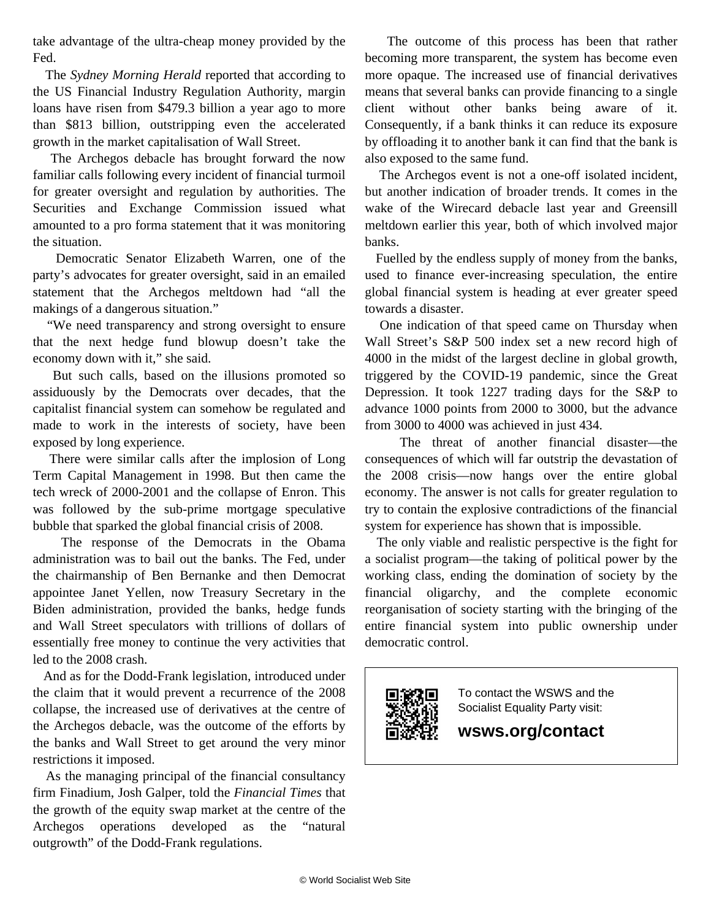take advantage of the ultra-cheap money provided by the Fed.

The *Sydney Morning Herald* reported that according to the US Financial Industry Regulation Authority, margin loans have risen from $479.3 billion a year ago to more than $813 billion, outstripping even the accelerated growth in the market capitalisation of Wall Street.

The Archegos debacle has brought forward the now familiar calls following every incident of financial turmoil for greater oversight and regulation by authorities. The Securities and Exchange Commission issued what amounted to a pro forma statement that it was monitoring the situation.

Democratic Senator Elizabeth Warren, one of the party's advocates for greater oversight, said in an emailed statement that the Archegos meltdown had "all the makings of a dangerous situation."

"We need transparency and strong oversight to ensure that the next hedge fund blowup doesn't take the economy down with it," she said.

But such calls, based on the illusions promoted so assiduously by the Democrats over decades, that the capitalist financial system can somehow be regulated and made to work in the interests of society, have been exposed by long experience.

There were similar calls after the implosion of Long Term Capital Management in 1998. But then came the tech wreck of 2000-2001 and the collapse of Enron. This was followed by the sub-prime mortgage speculative bubble that sparked the global financial crisis of 2008.

The response of the Democrats in the Obama administration was to bail out the banks. The Fed, under the chairmanship of Ben Bernanke and then Democrat appointee Janet Yellen, now Treasury Secretary in the Biden administration, provided the banks, hedge funds and Wall Street speculators with trillions of dollars of essentially free money to continue the very activities that led to the 2008 crash.

And as for the Dodd-Frank legislation, introduced under the claim that it would prevent a recurrence of the 2008 collapse, the increased use of derivatives at the centre of the Archegos debacle, was the outcome of the efforts by the banks and Wall Street to get around the very minor restrictions it imposed.

As the managing principal of the financial consultancy firm Finadium, Josh Galper, told the *Financial Times* that the growth of the equity swap market at the centre of the Archegos operations developed as the "natural outgrowth" of the Dodd-Frank regulations.

The outcome of this process has been that rather becoming more transparent, the system has become even more opaque. The increased use of financial derivatives means that several banks can provide financing to a single client without other banks being aware of it. Consequently, if a bank thinks it can reduce its exposure by offloading it to another bank it can find that the bank is also exposed to the same fund.

The Archegos event is not a one-off isolated incident, but another indication of broader trends. It comes in the wake of the Wirecard debacle last year and Greensill meltdown earlier this year, both of which involved major banks.

Fuelled by the endless supply of money from the banks, used to finance ever-increasing speculation, the entire global financial system is heading at ever greater speed towards a disaster.

One indication of that speed came on Thursday when Wall Street's S&P 500 index set a new record high of 4000 in the midst of the largest decline in global growth, triggered by the COVID-19 pandemic, since the Great Depression. It took 1227 trading days for the S&P to advance 1000 points from 2000 to 3000, but the advance from 3000 to 4000 was achieved in just 434.

The threat of another financial disaster—the consequences of which will far outstrip the devastation of the 2008 crisis—now hangs over the entire global economy. The answer is not calls for greater regulation to try to contain the explosive contradictions of the financial system for experience has shown that is impossible.

The only viable and realistic perspective is the fight for a socialist program—the taking of political power by the working class, ending the domination of society by the financial oligarchy, and the complete economic reorganisation of society starting with the bringing of the entire financial system into public ownership under democratic control.

To contact the WSWS and the Socialist Equality Party visit:

**wsws.org/contact**